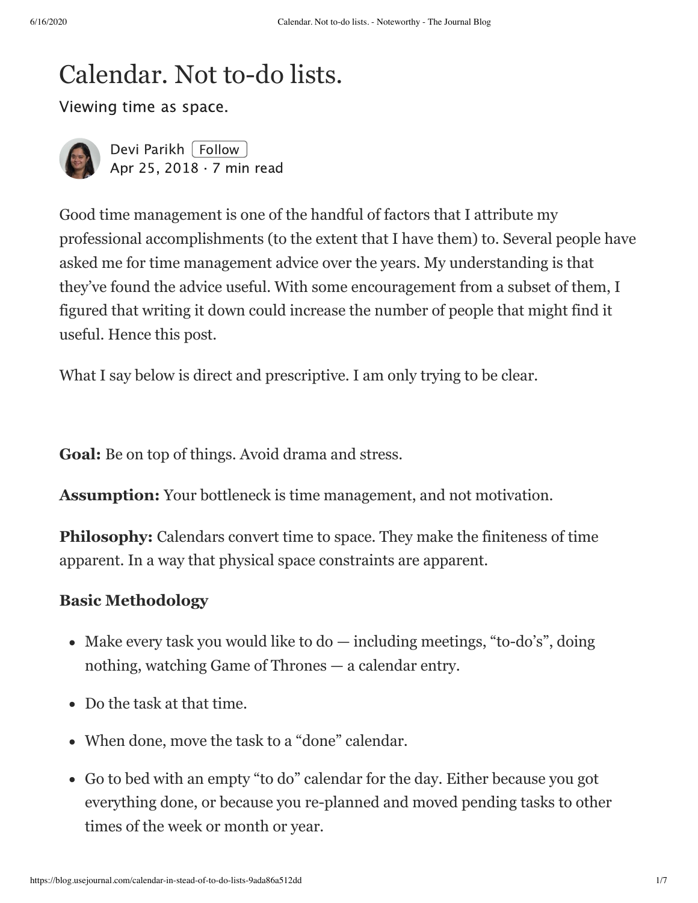# Calendar. Not to-do lists.

Viewing time as space.

Devi Parikh Follow
Apr 25, 2018 · 7 min read

Good time management is one of the handful of factors that I attribute my professional accomplishments (to the extent that I have them) to. Several people have asked me for time management advice over the years. My understanding is that they've found the advice useful. With some encouragement from a subset of them, I figured that writing it down could increase the number of people that might find it useful. Hence this post.

What I say below is direct and prescriptive. I am only trying to be clear.

**Goal:** Be on top of things. Avoid drama and stress.

**Assumption:** Your bottleneck is time management, and not motivation.

**Philosophy:** Calendars convert time to space. They make the finiteness of time apparent. In a way that physical space constraints are apparent.

### Basic Methodology

- Make every task you would like to do — including meetings, "to-do's", doing nothing, watching Game of Thrones — a calendar entry.
- Do the task at that time.
- When done, move the task to a "done" calendar.
- Go to bed with an empty "to do" calendar for the day. Either because you got everything done, or because you re-planned and moved pending tasks to other times of the week or month or year.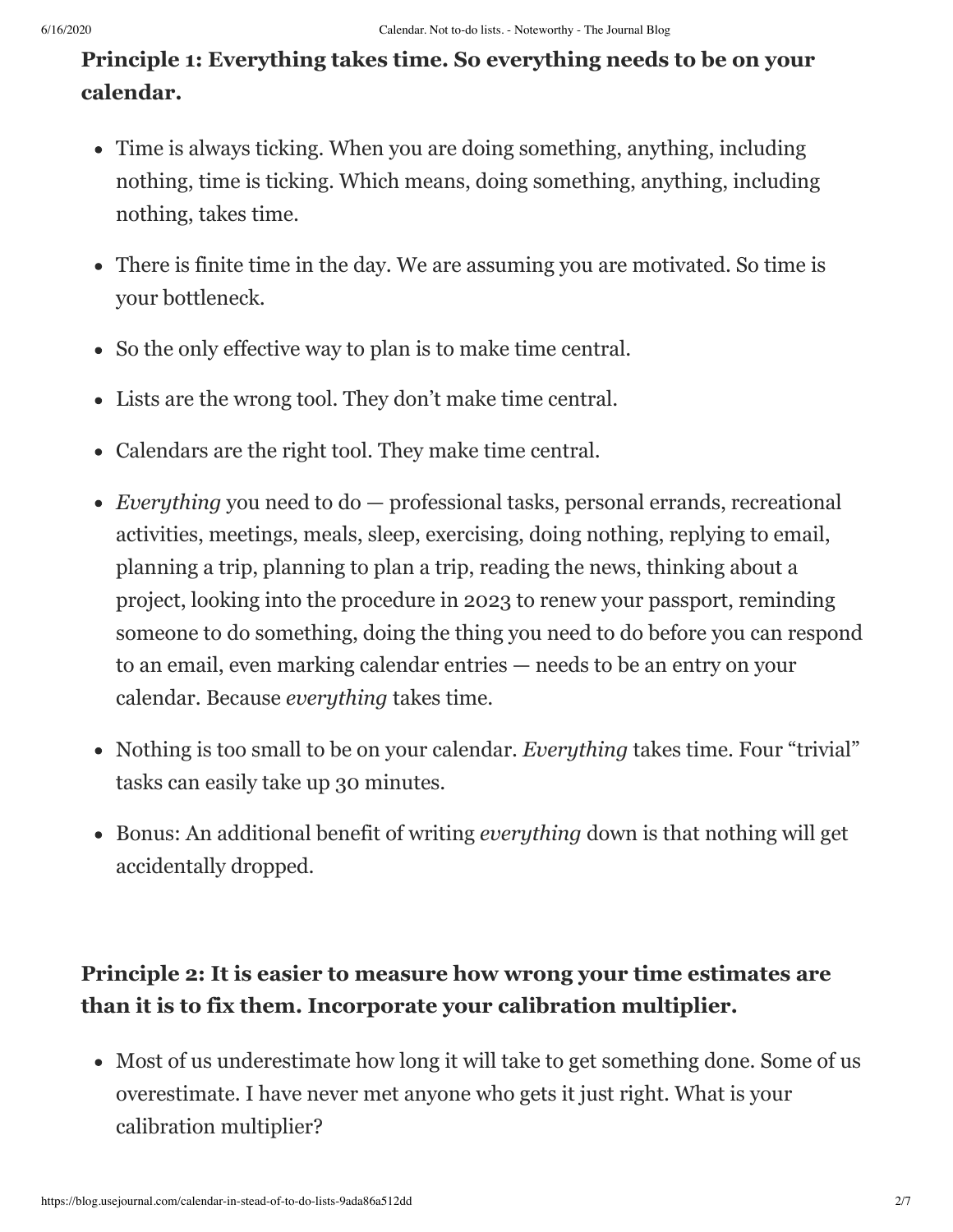**Principle 1: Everything takes time. So everything needs to be on your calendar.**

- Time is always ticking. When you are doing something, anything, including nothing, time is ticking. Which means, doing something, anything, including nothing, takes time.
- There is finite time in the day. We are assuming you are motivated. So time is your bottleneck.
- So the only effective way to plan is to make time central.
- Lists are the wrong tool. They don't make time central.
- Calendars are the right tool. They make time central.
- *Everything* you need to do — professional tasks, personal errands, recreational activities, meetings, meals, sleep, exercising, doing nothing, replying to email, planning a trip, planning to plan a trip, reading the news, thinking about a project, looking into the procedure in 2023 to renew your passport, reminding someone to do something, doing the thing you need to do before you can respond to an email, even marking calendar entries — needs to be an entry on your calendar. Because *everything* takes time.
- Nothing is too small to be on your calendar. *Everything* takes time. Four "trivial" tasks can easily take up 30 minutes.
- Bonus: An additional benefit of writing *everything* down is that nothing will get accidentally dropped.

**Principle 2: It is easier to measure how wrong your time estimates are than it is to fix them. Incorporate your calibration multiplier.**

- Most of us underestimate how long it will take to get something done. Some of us overestimate. I have never met anyone who gets it just right. What is your calibration multiplier?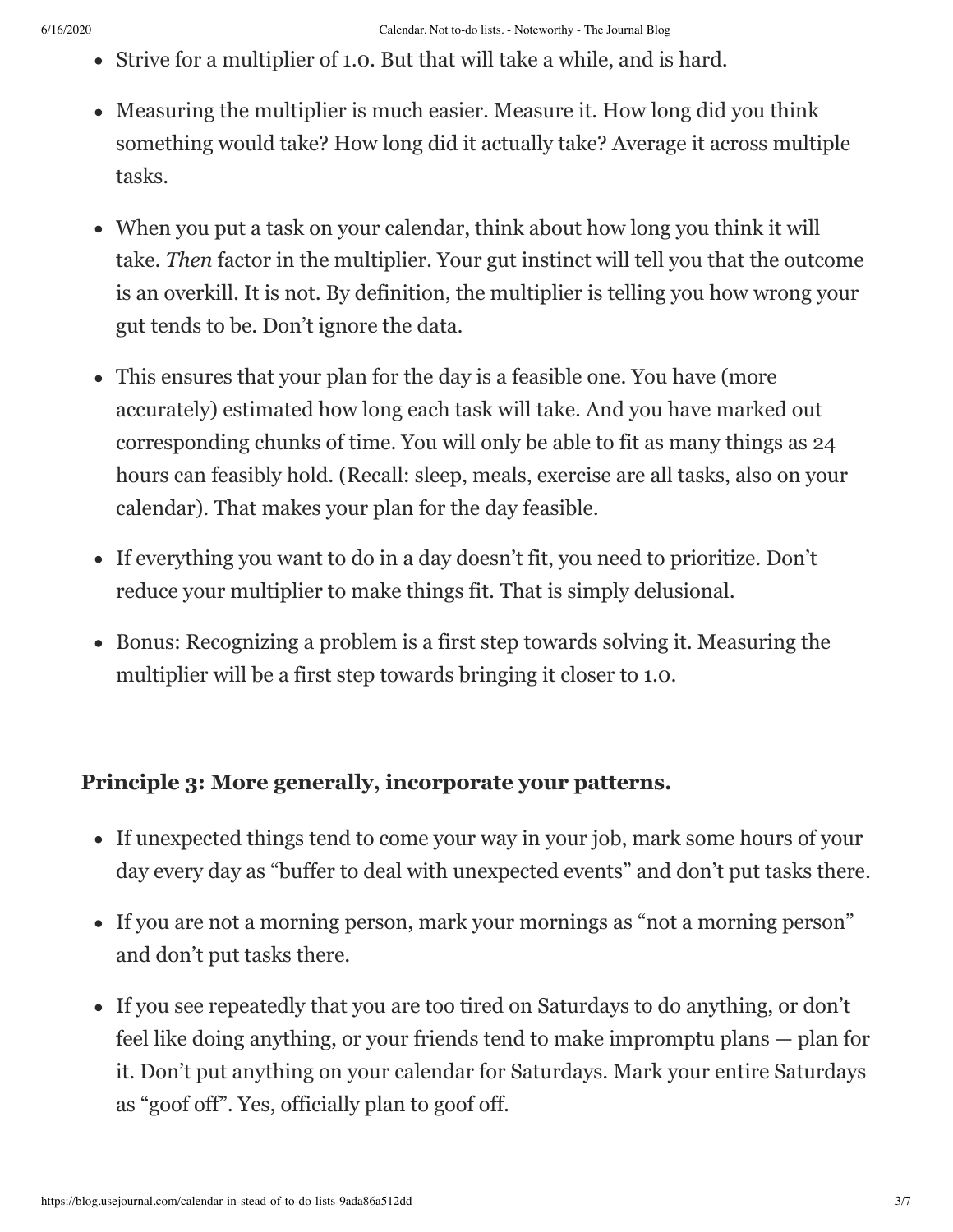- Strive for a multiplier of 1.0. But that will take a while, and is hard.
- Measuring the multiplier is much easier. Measure it. How long did you think something would take? How long did it actually take? Average it across multiple tasks.
- When you put a task on your calendar, think about how long you think it will take. *Then* factor in the multiplier. Your gut instinct will tell you that the outcome is an overkill. It is not. By definition, the multiplier is telling you how wrong your gut tends to be. Don't ignore the data.
- This ensures that your plan for the day is a feasible one. You have (more accurately) estimated how long each task will take. And you have marked out corresponding chunks of time. You will only be able to fit as many things as 24 hours can feasibly hold. (Recall: sleep, meals, exercise are all tasks, also on your calendar). That makes your plan for the day feasible.
- If everything you want to do in a day doesn't fit, you need to prioritize. Don't reduce your multiplier to make things fit. That is simply delusional.
- Bonus: Recognizing a problem is a first step towards solving it. Measuring the multiplier will be a first step towards bringing it closer to 1.0.

**Principle 3: More generally, incorporate your patterns.**

- If unexpected things tend to come your way in your job, mark some hours of your day every day as "buffer to deal with unexpected events" and don't put tasks there.
- If you are not a morning person, mark your mornings as "not a morning person" and don't put tasks there.
- If you see repeatedly that you are too tired on Saturdays to do anything, or don't feel like doing anything, or your friends tend to make impromptu plans — plan for it. Don't put anything on your calendar for Saturdays. Mark your entire Saturdays as "goof off". Yes, officially plan to goof off.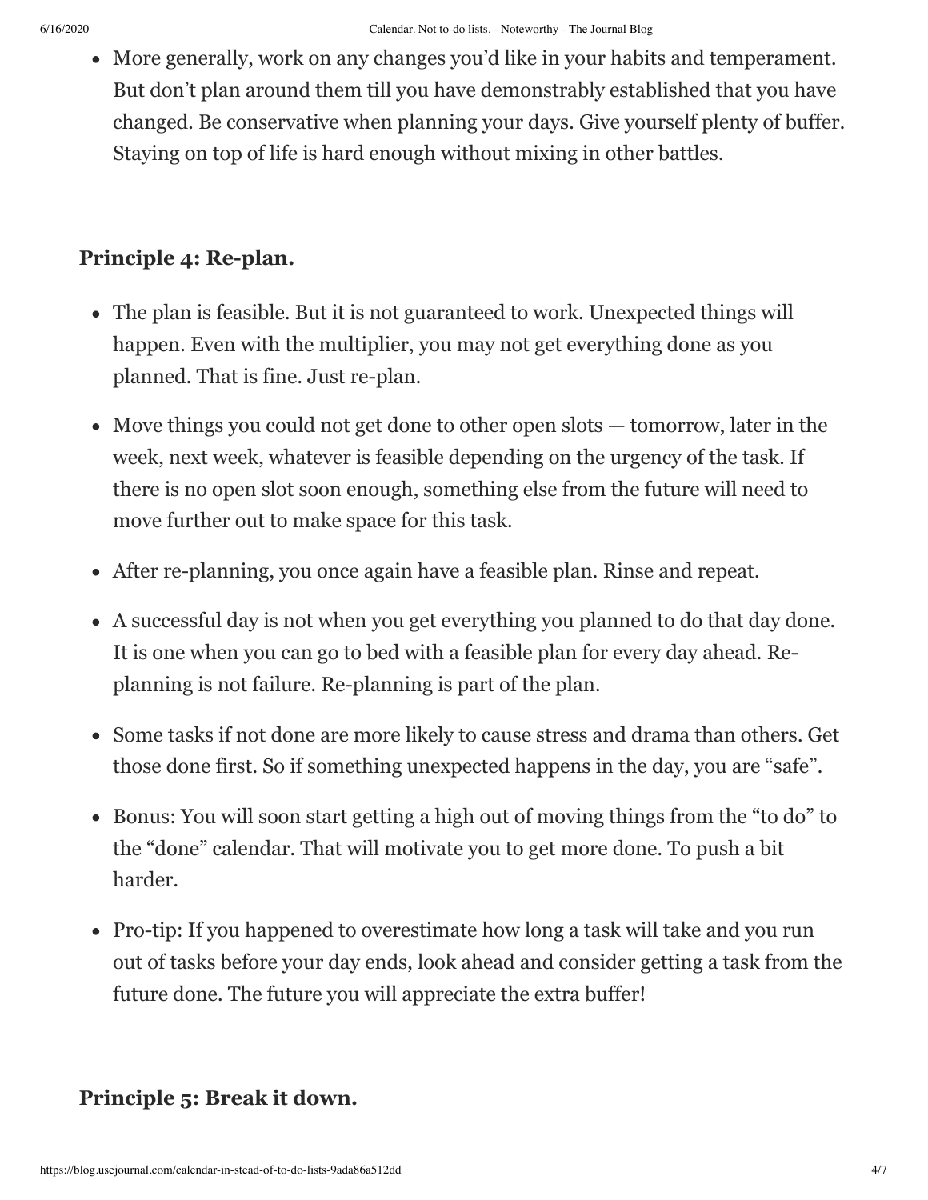- More generally, work on any changes you'd like in your habits and temperament. But don't plan around them till you have demonstrably established that you have changed. Be conservative when planning your days. Give yourself plenty of buffer. Staying on top of life is hard enough without mixing in other battles.

**Principle 4: Re-plan.**

- The plan is feasible. But it is not guaranteed to work. Unexpected things will happen. Even with the multiplier, you may not get everything done as you planned. That is fine. Just re-plan.
- Move things you could not get done to other open slots — tomorrow, later in the week, next week, whatever is feasible depending on the urgency of the task. If there is no open slot soon enough, something else from the future will need to move further out to make space for this task.
- After re-planning, you once again have a feasible plan. Rinse and repeat.
- A successful day is not when you get everything you planned to do that day done. It is one when you can go to bed with a feasible plan for every day ahead. Re-planning is not failure. Re-planning is part of the plan.
- Some tasks if not done are more likely to cause stress and drama than others. Get those done first. So if something unexpected happens in the day, you are "safe".
- Bonus: You will soon start getting a high out of moving things from the "to do" to the "done" calendar. That will motivate you to get more done. To push a bit harder.
- Pro-tip: If you happened to overestimate how long a task will take and you run out of tasks before your day ends, look ahead and consider getting a task from the future done. The future you will appreciate the extra buffer!

**Principle 5: Break it down.**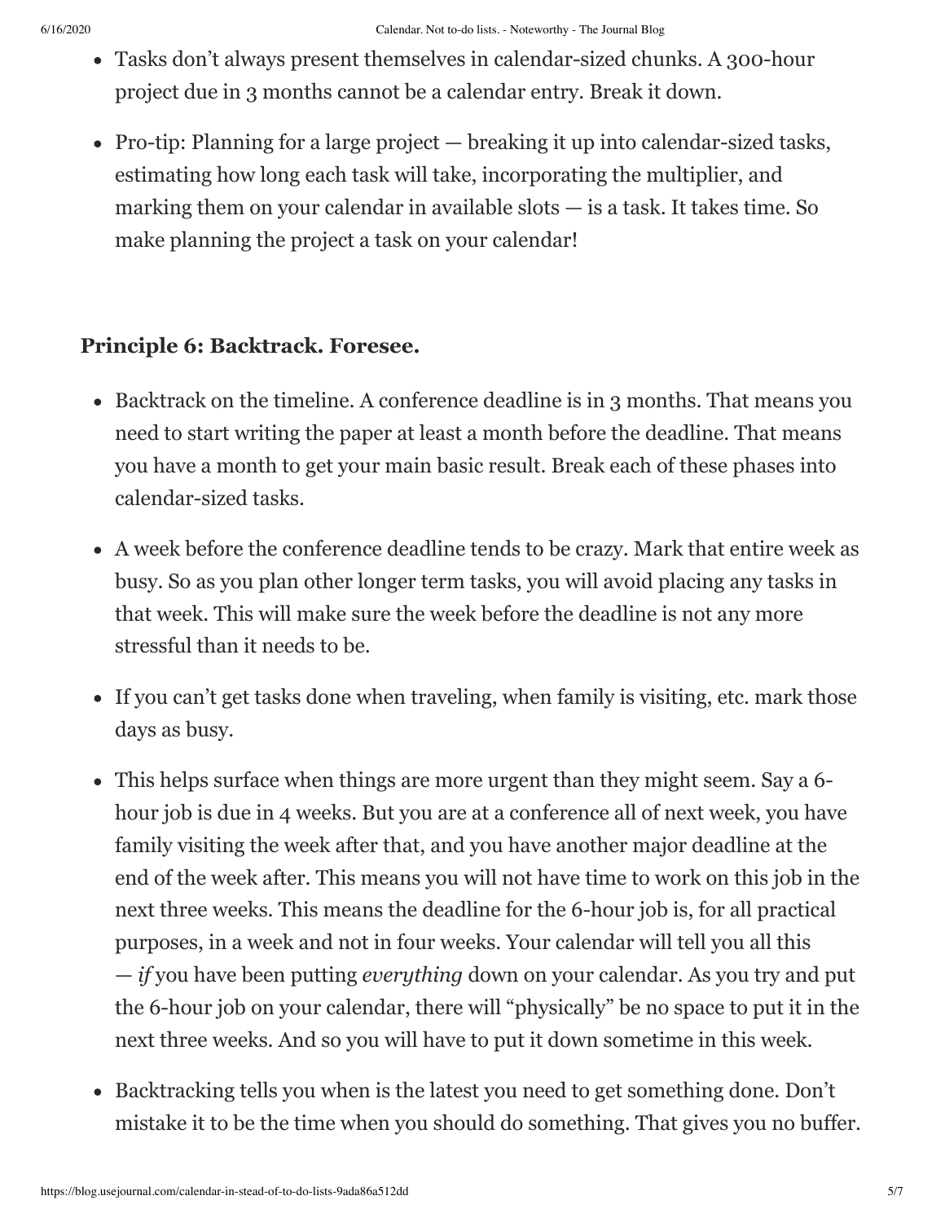- Tasks don't always present themselves in calendar-sized chunks. A 300-hour project due in 3 months cannot be a calendar entry. Break it down.
- Pro-tip: Planning for a large project — breaking it up into calendar-sized tasks, estimating how long each task will take, incorporating the multiplier, and marking them on your calendar in available slots — is a task. It takes time. So make planning the project a task on your calendar!

**Principle 6: Backtrack. Foresee.**

- Backtrack on the timeline. A conference deadline is in 3 months. That means you need to start writing the paper at least a month before the deadline. That means you have a month to get your main basic result. Break each of these phases into calendar-sized tasks.
- A week before the conference deadline tends to be crazy. Mark that entire week as busy. So as you plan other longer term tasks, you will avoid placing any tasks in that week. This will make sure the week before the deadline is not any more stressful than it needs to be.
- If you can't get tasks done when traveling, when family is visiting, etc. mark those days as busy.
- This helps surface when things are more urgent than they might seem. Say a 6-hour job is due in 4 weeks. But you are at a conference all of next week, you have family visiting the week after that, and you have another major deadline at the end of the week after. This means you will not have time to work on this job in the next three weeks. This means the deadline for the 6-hour job is, for all practical purposes, in a week and not in four weeks. Your calendar will tell you all this — *if* you have been putting *everything* down on your calendar. As you try and put the 6-hour job on your calendar, there will "physically" be no space to put it in the next three weeks. And so you will have to put it down sometime in this week.
- Backtracking tells you when is the latest you need to get something done. Don't mistake it to be the time when you should do something. That gives you no buffer.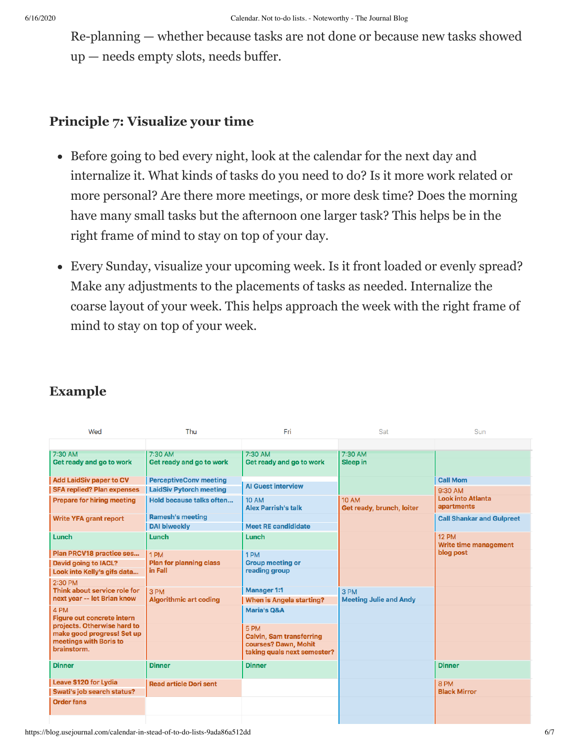Re-planning — whether because tasks are not done or because new tasks showed up — needs empty slots, needs buffer.

### Principle 7: Visualize your time

- Before going to bed every night, look at the calendar for the next day and internalize it. What kinds of tasks do you need to do? Is it more work related or more personal? Are there more meetings, or more desk time? Does the morning have many small tasks but the afternoon one larger task? This helps be in the right frame of mind to stay on top of your day.
- Every Sunday, visualize your upcoming week. Is it front loaded or evenly spread? Make any adjustments to the placements of tasks as needed. Internalize the coarse layout of your week. This helps approach the week with the right frame of mind to stay on top of your week.

### Example

| Wed | Thu | Fri | Sat | Sun |
|---|---|---|---|---|
| 7:30 AM Get ready and go to work | 7:30 AM Get ready and go to work | 7:30 AM Get ready and go to work | 7:30 AM Sleep in | |
| Add LaidSiv paper to CV | PerceptiveConv meeting | AI Guest interview | | Call Mom |
| SFA replied? Plan expenses | LaidSiv Pytorch meeting | | | 9:30 AM Look into Atlanta apartments |
| Prepare for hiring meeting | Hold because talks often... | 10 AM Alex Parrish's talk | 10 AM Get ready, brunch, loiter | |
| Write YFA grant report | Ramesh's meeting | | | Call Shankar and Gulpreet |
| | DAI biweekly | Meet RE candididate | | |
| Lunch | Lunch | Lunch | | 12 PM Write time management blog post |
| Plan PRCV18 practice ses... | 1 PM Plan for planning class in Fall | 1 PM Group meeting or reading group | | |
| David going to IACL? | | | | |
| Look into Kelly's gifs data... | | | | |
| 2:30 PM Think about service role for next year -- let Brian know | 3 PM Algorithmic art coding | Manager 1:1 | 3 PM Meeting Julie and Andy | |
| | | When is Angela starting? | | |
| 4 PM Figure out concrete intern projects. Otherwise hard to make good progress! Set up meetings with Boris to brainstorm. | | Maria's Q&A | | |
| | | 5 PM Calvin, Sam transferring courses? Dawn, Mohit taking quals next semester? | | |
| Dinner | Dinner | Dinner | | Dinner |
| Leave $120 for Lydia | Read article Dori sent | | | 8 PM Black Mirror |
| Swati's job search status? | | | | |
| Order fans | | | | |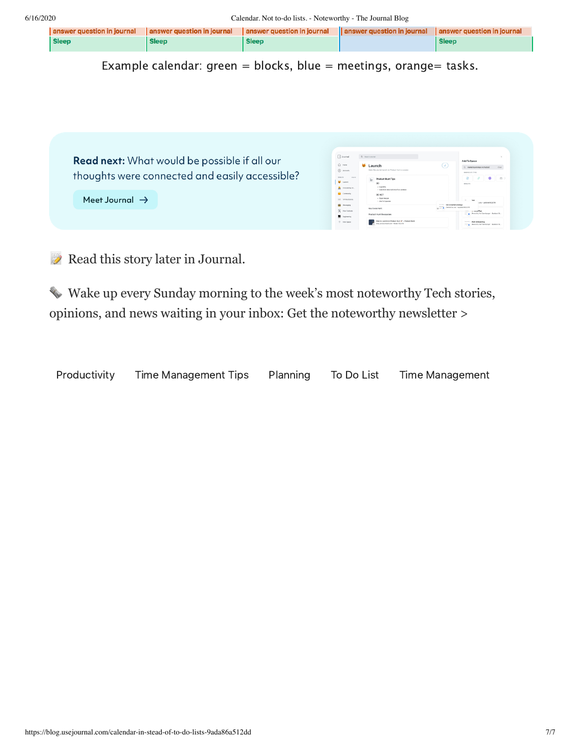| | | | | |
|---|---|---|---|---|
| answer question in journal | answer question in journal | answer question in journal | answer question in journal | answer question in journal |
| Sleep | Sleep | Sleep | | Sleep |

Example calendar: green = blocks, blue = meetings, orange= tasks.

**Read next:** What would be possible if all our thoughts were connected and easily accessible?

Meet Journal →

📝 Read this story later in Journal.

🗞 Wake up every Sunday morning to the week's most noteworthy Tech stories, opinions, and news waiting in your inbox: Get the noteworthy newsletter >

Productivity Time Management Tips Planning To Do List Time Management